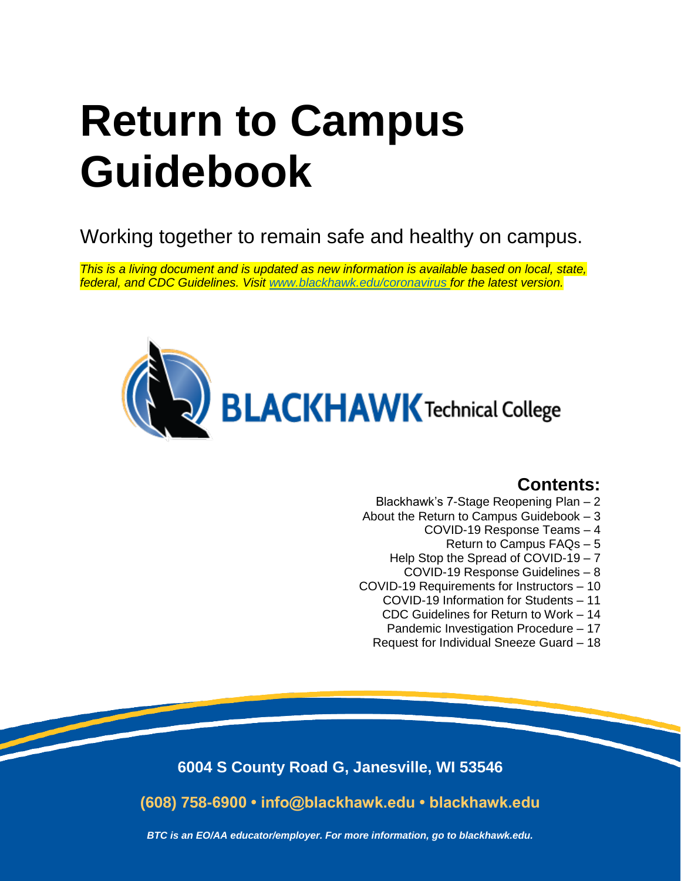# Return to Campus Guidebook

Working together to remain safe and healthy on campus.

*This is a living document and is updated as new information is available based on local, state, federal, and CDC Guidelines. Visit [www.blackhawk.edu/coronavirus](www.blackhawk.edu/coronavirus) for the latest version.*

BLACKHAWK Technical College

## Contents:

- Blackhawk's 7-Stage Reopening Plan – 2
- About the Return to Campus Guidebook – 3
- COVID-19 Response Teams – 4
- Return to Campus FAQs – 5
- Help Stop the Spread of COVID-19 – 7
- COVID-19 Response Guidelines – 8
- COVID-19 Requirements for Instructors – 10
- COVID-19 Information for Students – 11
- CDC Guidelines for Return to Work – 14
- Pandemic Investigation Procedure – 17
- Request for Individual Sneeze Guard – 18

**6004 S County Road G, Janesville, WI 53546**

**(608) 758-6900 • info@blackhawk.edu • blackhawk.edu**

***BTC is an EO/AA educator/employer. For more information, go to blackhawk.edu.***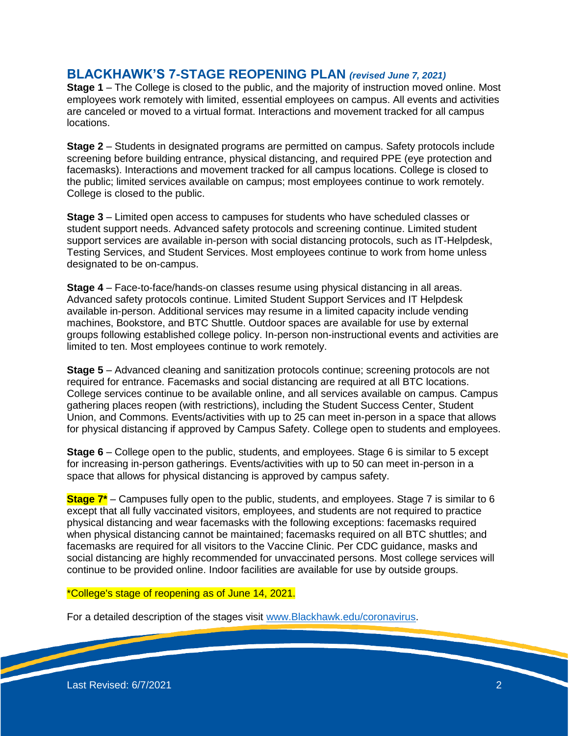## BLACKHAWK'S 7-STAGE REOPENING PLAN *(revised June 7, 2021)*

**Stage 1** – The College is closed to the public, and the majority of instruction moved online. Most employees work remotely with limited, essential employees on campus. All events and activities are canceled or moved to a virtual format. Interactions and movement tracked for all campus locations.

**Stage 2** – Students in designated programs are permitted on campus. Safety protocols include screening before building entrance, physical distancing, and required PPE (eye protection and facemasks). Interactions and movement tracked for all campus locations. College is closed to the public; limited services available on campus; most employees continue to work remotely. College is closed to the public.

**Stage 3** – Limited open access to campuses for students who have scheduled classes or student support needs. Advanced safety protocols and screening continue. Limited student support services are available in-person with social distancing protocols, such as IT-Helpdesk, Testing Services, and Student Services. Most employees continue to work from home unless designated to be on-campus.

**Stage 4** – Face-to-face/hands-on classes resume using physical distancing in all areas. Advanced safety protocols continue. Limited Student Support Services and IT Helpdesk available in-person. Additional services may resume in a limited capacity include vending machines, Bookstore, and BTC Shuttle. Outdoor spaces are available for use by external groups following established college policy. In-person non-instructional events and activities are limited to ten. Most employees continue to work remotely.

**Stage 5** – Advanced cleaning and sanitization protocols continue; screening protocols are not required for entrance. Facemasks and social distancing are required at all BTC locations. College services continue to be available online, and all services available on campus. Campus gathering places reopen (with restrictions), including the Student Success Center, Student Union, and Commons. Events/activities with up to 25 can meet in-person in a space that allows for physical distancing if approved by Campus Safety. College open to students and employees.

**Stage 6** – College open to the public, students, and employees. Stage 6 is similar to 5 except for increasing in-person gatherings. Events/activities with up to 50 can meet in-person in a space that allows for physical distancing is approved by campus safety.

**Stage 7*** – Campuses fully open to the public, students, and employees. Stage 7 is similar to 6 except that all fully vaccinated visitors, employees, and students are not required to practice physical distancing and wear facemasks with the following exceptions: facemasks required when physical distancing cannot be maintained; facemasks required on all BTC shuttles; and facemasks are required for all visitors to the Vaccine Clinic. Per CDC guidance, masks and social distancing are highly recommended for unvaccinated persons. Most college services will continue to be provided online. Indoor facilities are available for use by outside groups.

*College's stage of reopening as of June 14, 2021.

For a detailed description of the stages visit [www.Blackhawk.edu/coronavirus](www.Blackhawk.edu/coronavirus).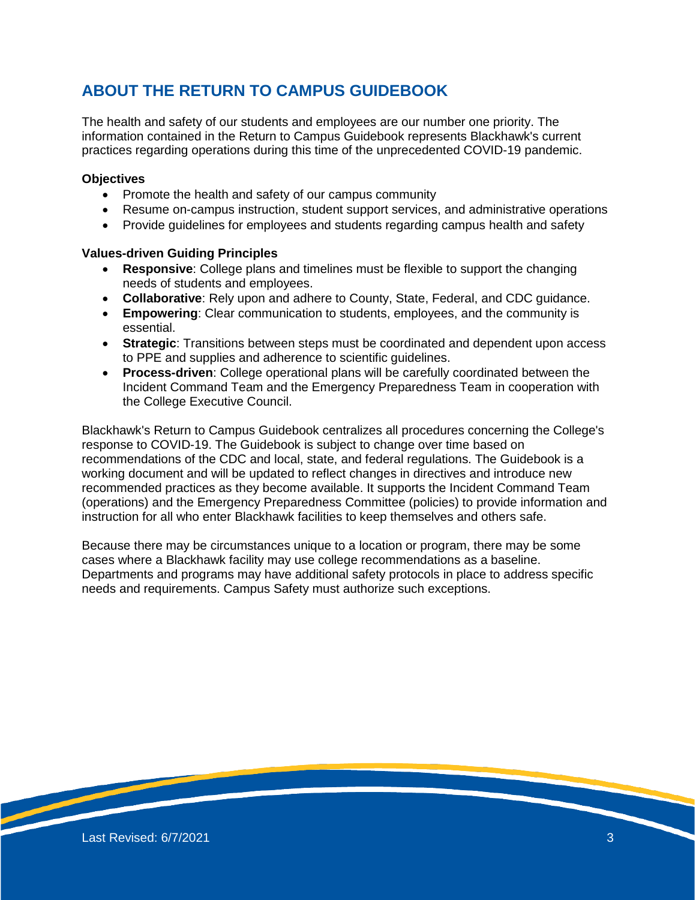## ABOUT THE RETURN TO CAMPUS GUIDEBOOK

The health and safety of our students and employees are our number one priority. The information contained in the Return to Campus Guidebook represents Blackhawk's current practices regarding operations during this time of the unprecedented COVID-19 pandemic.

**Objectives**

- Promote the health and safety of our campus community
- Resume on-campus instruction, student support services, and administrative operations
- Provide guidelines for employees and students regarding campus health and safety

**Values-driven Guiding Principles**

- **Responsive**: College plans and timelines must be flexible to support the changing needs of students and employees.
- **Collaborative**: Rely upon and adhere to County, State, Federal, and CDC guidance.
- **Empowering**: Clear communication to students, employees, and the community is essential.
- **Strategic**: Transitions between steps must be coordinated and dependent upon access to PPE and supplies and adherence to scientific guidelines.
- **Process-driven**: College operational plans will be carefully coordinated between the Incident Command Team and the Emergency Preparedness Team in cooperation with the College Executive Council.

Blackhawk's Return to Campus Guidebook centralizes all procedures concerning the College's response to COVID-19. The Guidebook is subject to change over time based on recommendations of the CDC and local, state, and federal regulations. The Guidebook is a working document and will be updated to reflect changes in directives and introduce new recommended practices as they become available. It supports the Incident Command Team (operations) and the Emergency Preparedness Committee (policies) to provide information and instruction for all who enter Blackhawk facilities to keep themselves and others safe.

Because there may be circumstances unique to a location or program, there may be some cases where a Blackhawk facility may use college recommendations as a baseline. Departments and programs may have additional safety protocols in place to address specific needs and requirements. Campus Safety must authorize such exceptions.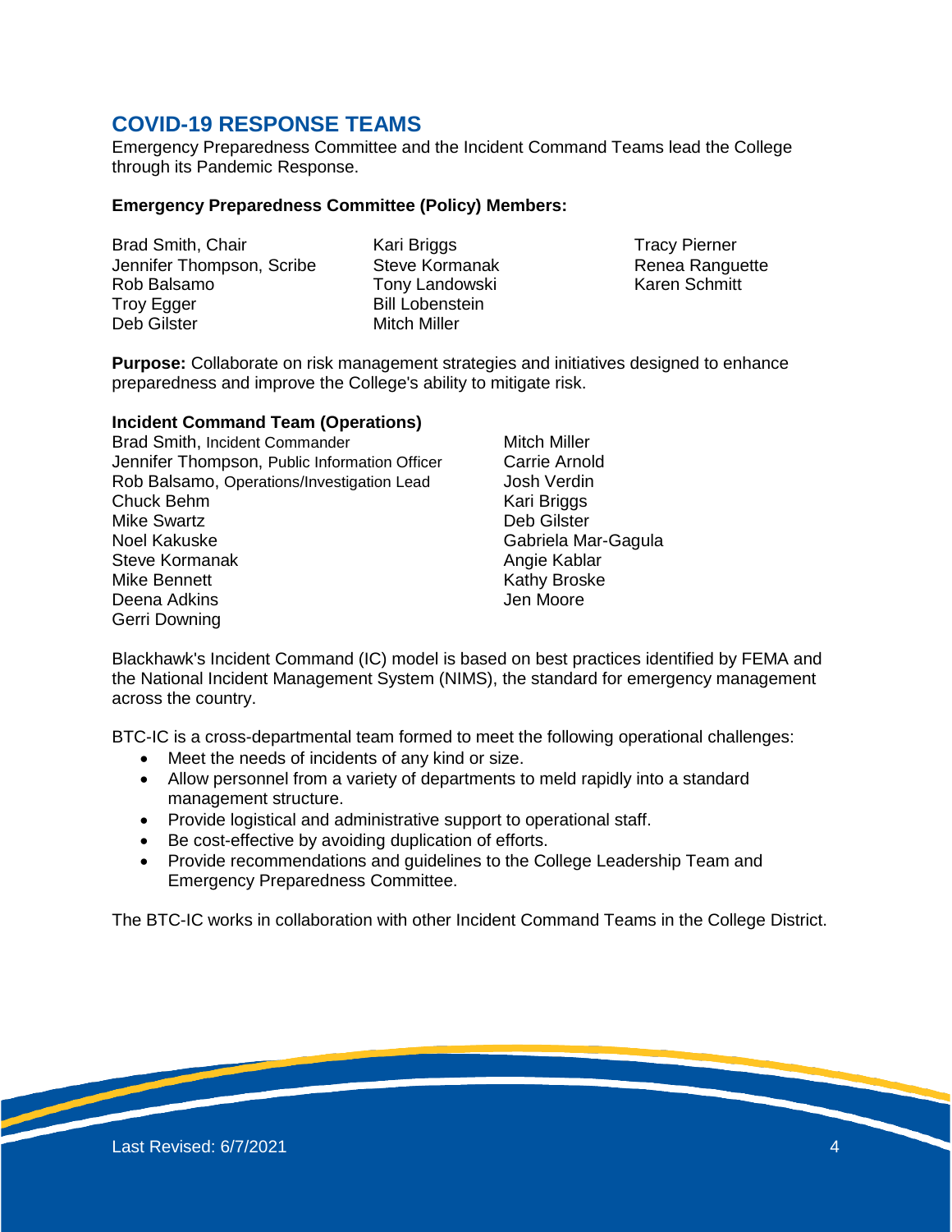## COVID-19 RESPONSE TEAMS

Emergency Preparedness Committee and the Incident Command Teams lead the College through its Pandemic Response.

**Emergency Preparedness Committee (Policy) Members:**

Brad Smith, Chair
Jennifer Thompson, Scribe
Rob Balsamo
Troy Egger
Deb Gilster
Kari Briggs
Steve Kormanak
Tony Landowski
Bill Lobenstein
Mitch Miller
Tracy Pierner
Renea Ranguette
Karen Schmitt

**Purpose:** Collaborate on risk management strategies and initiatives designed to enhance preparedness and improve the College's ability to mitigate risk.

**Incident Command Team (Operations)**

Brad Smith, Incident Commander
Jennifer Thompson, Public Information Officer
Rob Balsamo, Operations/Investigation Lead
Chuck Behm
Mike Swartz
Noel Kakuske
Steve Kormanak
Mike Bennett
Deena Adkins
Gerri Downing
Mitch Miller
Carrie Arnold
Josh Verdin
Kari Briggs
Deb Gilster
Gabriela Mar-Gagula
Angie Kablar
Kathy Broske
Jen Moore

Blackhawk's Incident Command (IC) model is based on best practices identified by FEMA and the National Incident Management System (NIMS), the standard for emergency management across the country.

BTC-IC is a cross-departmental team formed to meet the following operational challenges:

- Meet the needs of incidents of any kind or size.
- Allow personnel from a variety of departments to meld rapidly into a standard management structure.
- Provide logistical and administrative support to operational staff.
- Be cost-effective by avoiding duplication of efforts.
- Provide recommendations and guidelines to the College Leadership Team and Emergency Preparedness Committee.

The BTC-IC works in collaboration with other Incident Command Teams in the College District.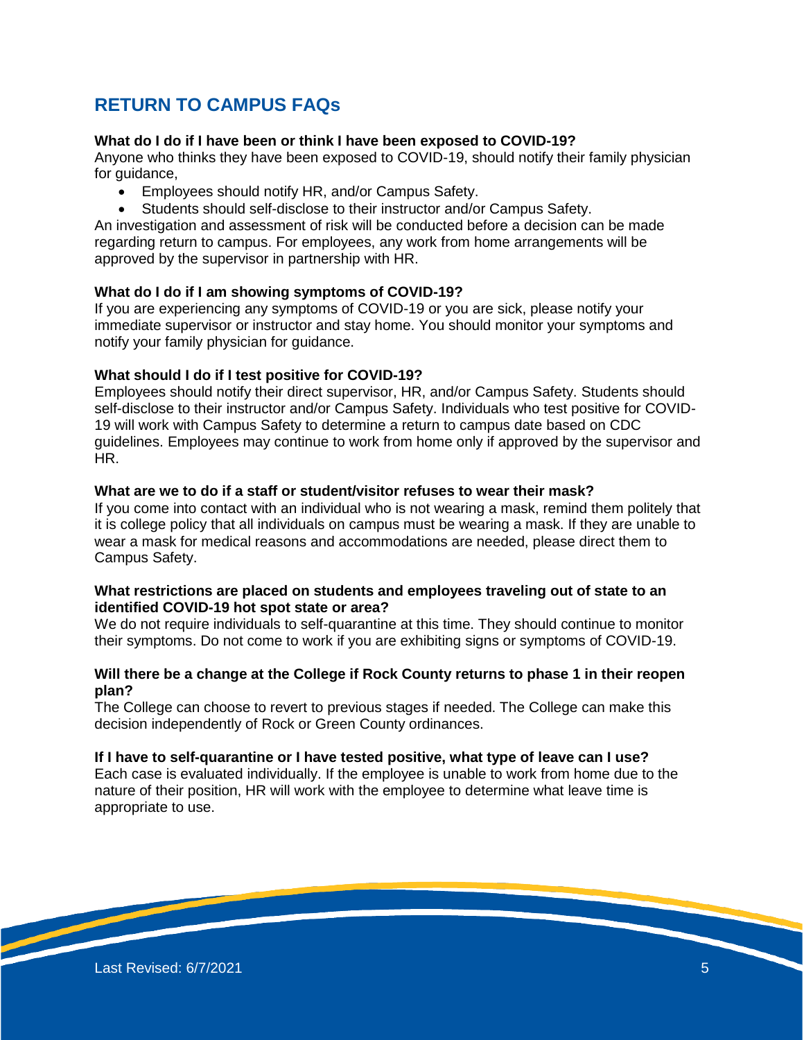## RETURN TO CAMPUS FAQs

**What do I do if I have been or think I have been exposed to COVID-19?**
Anyone who thinks they have been exposed to COVID-19, should notify their family physician for guidance,

- Employees should notify HR, and/or Campus Safety.
- Students should self-disclose to their instructor and/or Campus Safety.

An investigation and assessment of risk will be conducted before a decision can be made regarding return to campus. For employees, any work from home arrangements will be approved by the supervisor in partnership with HR.

**What do I do if I am showing symptoms of COVID-19?**
If you are experiencing any symptoms of COVID-19 or you are sick, please notify your immediate supervisor or instructor and stay home. You should monitor your symptoms and notify your family physician for guidance.

**What should I do if I test positive for COVID-19?**
Employees should notify their direct supervisor, HR, and/or Campus Safety. Students should self-disclose to their instructor and/or Campus Safety. Individuals who test positive for COVID-19 will work with Campus Safety to determine a return to campus date based on CDC guidelines. Employees may continue to work from home only if approved by the supervisor and HR.

**What are we to do if a staff or student/visitor refuses to wear their mask?**
If you come into contact with an individual who is not wearing a mask, remind them politely that it is college policy that all individuals on campus must be wearing a mask. If they are unable to wear a mask for medical reasons and accommodations are needed, please direct them to Campus Safety.

**What restrictions are placed on students and employees traveling out of state to an identified COVID-19 hot spot state or area?**
We do not require individuals to self-quarantine at this time. They should continue to monitor their symptoms. Do not come to work if you are exhibiting signs or symptoms of COVID-19.

**Will there be a change at the College if Rock County returns to phase 1 in their reopen plan?**
The College can choose to revert to previous stages if needed. The College can make this decision independently of Rock or Green County ordinances.

**If I have to self-quarantine or I have tested positive, what type of leave can I use?**
Each case is evaluated individually. If the employee is unable to work from home due to the nature of their position, HR will work with the employee to determine what leave time is appropriate to use.

Last Revised: 6/7/2021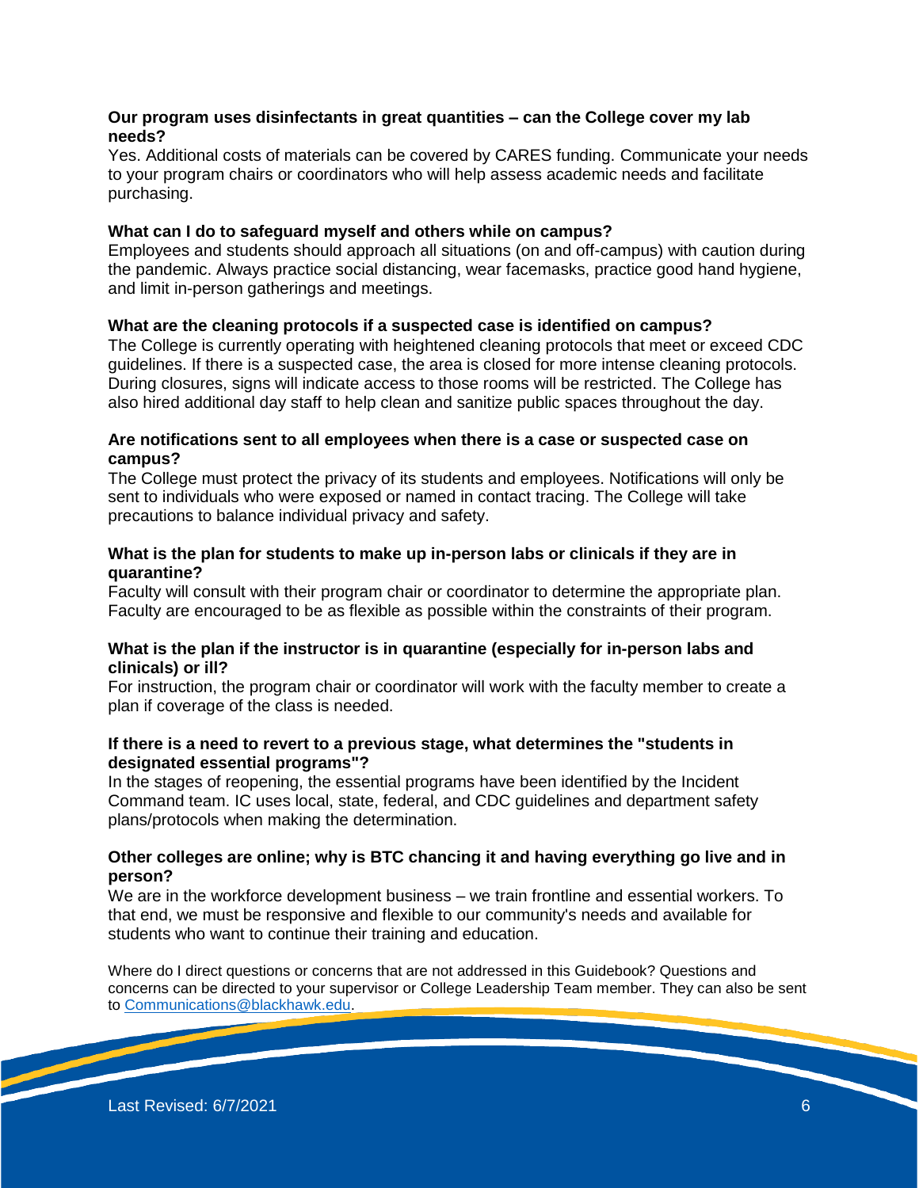**Our program uses disinfectants in great quantities – can the College cover my lab needs?**
Yes. Additional costs of materials can be covered by CARES funding. Communicate your needs to your program chairs or coordinators who will help assess academic needs and facilitate purchasing.

**What can I do to safeguard myself and others while on campus?**
Employees and students should approach all situations (on and off-campus) with caution during the pandemic. Always practice social distancing, wear facemasks, practice good hand hygiene, and limit in-person gatherings and meetings.

**What are the cleaning protocols if a suspected case is identified on campus?**
The College is currently operating with heightened cleaning protocols that meet or exceed CDC guidelines. If there is a suspected case, the area is closed for more intense cleaning protocols. During closures, signs will indicate access to those rooms will be restricted. The College has also hired additional day staff to help clean and sanitize public spaces throughout the day.

**Are notifications sent to all employees when there is a case or suspected case on campus?**
The College must protect the privacy of its students and employees. Notifications will only be sent to individuals who were exposed or named in contact tracing. The College will take precautions to balance individual privacy and safety.

**What is the plan for students to make up in-person labs or clinicals if they are in quarantine?**
Faculty will consult with their program chair or coordinator to determine the appropriate plan. Faculty are encouraged to be as flexible as possible within the constraints of their program.

**What is the plan if the instructor is in quarantine (especially for in-person labs and clinicals) or ill?**
For instruction, the program chair or coordinator will work with the faculty member to create a plan if coverage of the class is needed.

**If there is a need to revert to a previous stage, what determines the "students in designated essential programs"?**
In the stages of reopening, the essential programs have been identified by the Incident Command team. IC uses local, state, federal, and CDC guidelines and department safety plans/protocols when making the determination.

**Other colleges are online; why is BTC chancing it and having everything go live and in person?**
We are in the workforce development business – we train frontline and essential workers. To that end, we must be responsive and flexible to our community's needs and available for students who want to continue their training and education.

Where do I direct questions or concerns that are not addressed in this Guidebook? Questions and concerns can be directed to your supervisor or College Leadership Team member. They can also be sent to Communications@blackhawk.edu.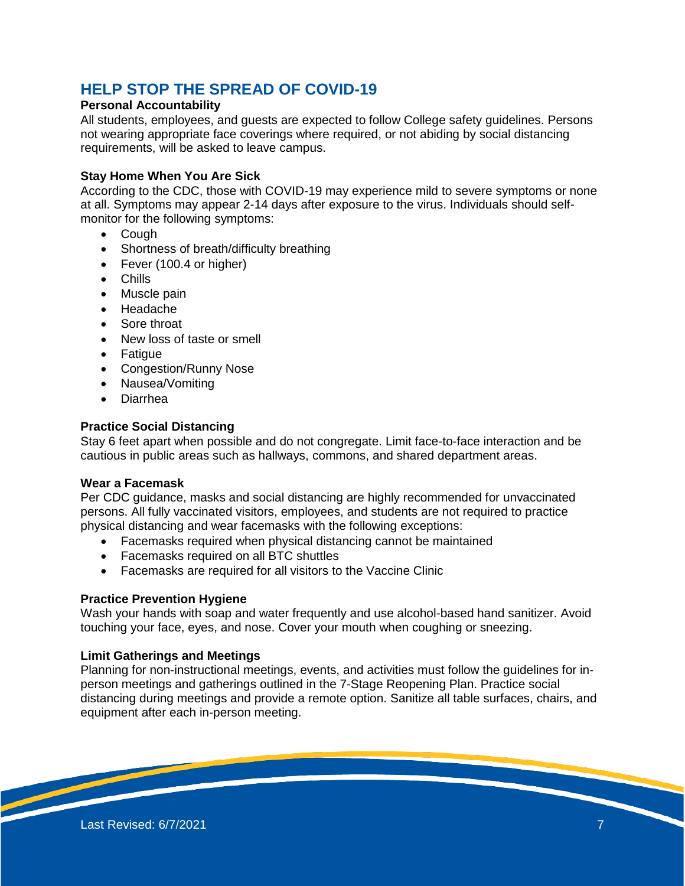## HELP STOP THE SPREAD OF COVID-19

**Personal Accountability**

All students, employees, and guests are expected to follow College safety guidelines. Persons not wearing appropriate face coverings where required, or not abiding by social distancing requirements, will be asked to leave campus.

**Stay Home When You Are Sick**

According to the CDC, those with COVID-19 may experience mild to severe symptoms or none at all. Symptoms may appear 2-14 days after exposure to the virus. Individuals should self-monitor for the following symptoms:

- Cough
- Shortness of breath/difficulty breathing
- Fever (100.4 or higher)
- Chills
- Muscle pain
- Headache
- Sore throat
- New loss of taste or smell
- Fatigue
- Congestion/Runny Nose
- Nausea/Vomiting
- Diarrhea

**Practice Social Distancing**

Stay 6 feet apart when possible and do not congregate. Limit face-to-face interaction and be cautious in public areas such as hallways, commons, and shared department areas.

**Wear a Facemask**

Per CDC guidance, masks and social distancing are highly recommended for unvaccinated persons. All fully vaccinated visitors, employees, and students are not required to practice physical distancing and wear facemasks with the following exceptions:

- Facemasks required when physical distancing cannot be maintained
- Facemasks required on all BTC shuttles
- Facemasks are required for all visitors to the Vaccine Clinic

**Practice Prevention Hygiene**

Wash your hands with soap and water frequently and use alcohol-based hand sanitizer. Avoid touching your face, eyes, and nose. Cover your mouth when coughing or sneezing.

**Limit Gatherings and Meetings**

Planning for non-instructional meetings, events, and activities must follow the guidelines for in-person meetings and gatherings outlined in the 7-Stage Reopening Plan. Practice social distancing during meetings and provide a remote option. Sanitize all table surfaces, chairs, and equipment after each in-person meeting.

Last Revised: 6/7/2021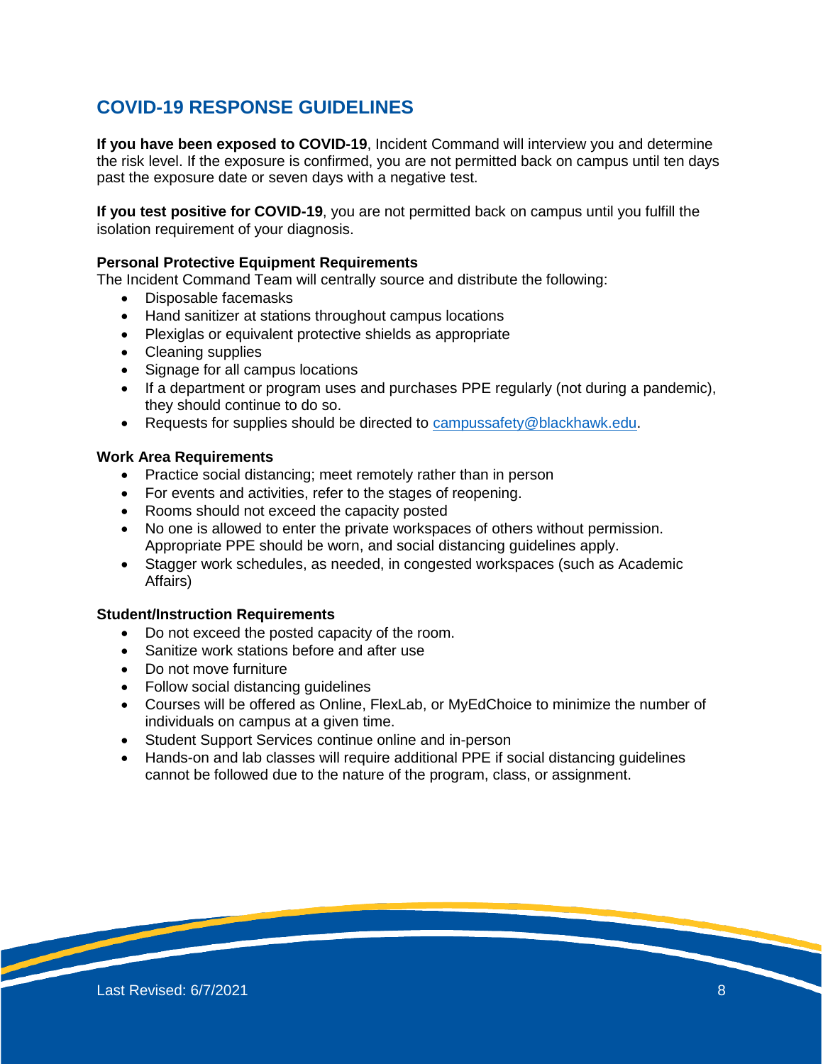## COVID-19 RESPONSE GUIDELINES

**If you have been exposed to COVID-19**, Incident Command will interview you and determine the risk level. If the exposure is confirmed, you are not permitted back on campus until ten days past the exposure date or seven days with a negative test.

**If you test positive for COVID-19**, you are not permitted back on campus until you fulfill the isolation requirement of your diagnosis.

**Personal Protective Equipment Requirements**

The Incident Command Team will centrally source and distribute the following:

- Disposable facemasks
- Hand sanitizer at stations throughout campus locations
- Plexiglas or equivalent protective shields as appropriate
- Cleaning supplies
- Signage for all campus locations
- If a department or program uses and purchases PPE regularly (not during a pandemic), they should continue to do so.
- Requests for supplies should be directed to campussafety@blackhawk.edu.

**Work Area Requirements**

- Practice social distancing; meet remotely rather than in person
- For events and activities, refer to the stages of reopening.
- Rooms should not exceed the capacity posted
- No one is allowed to enter the private workspaces of others without permission. Appropriate PPE should be worn, and social distancing guidelines apply.
- Stagger work schedules, as needed, in congested workspaces (such as Academic Affairs)

**Student/Instruction Requirements**

- Do not exceed the posted capacity of the room.
- Sanitize work stations before and after use
- Do not move furniture
- Follow social distancing guidelines
- Courses will be offered as Online, FlexLab, or MyEdChoice to minimize the number of individuals on campus at a given time.
- Student Support Services continue online and in-person
- Hands-on and lab classes will require additional PPE if social distancing guidelines cannot be followed due to the nature of the program, class, or assignment.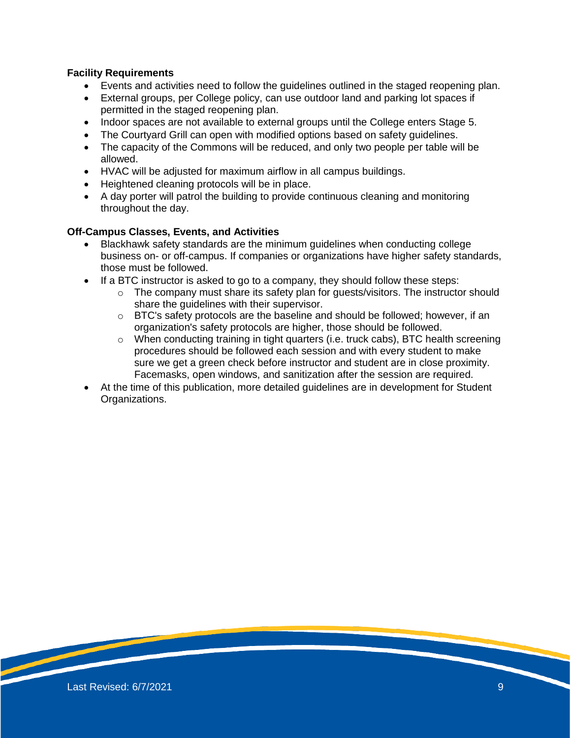**Facility Requirements**

- Events and activities need to follow the guidelines outlined in the staged reopening plan.
- External groups, per College policy, can use outdoor land and parking lot spaces if permitted in the staged reopening plan.
- Indoor spaces are not available to external groups until the College enters Stage 5.
- The Courtyard Grill can open with modified options based on safety guidelines.
- The capacity of the Commons will be reduced, and only two people per table will be allowed.
- HVAC will be adjusted for maximum airflow in all campus buildings.
- Heightened cleaning protocols will be in place.
- A day porter will patrol the building to provide continuous cleaning and monitoring throughout the day.

**Off-Campus Classes, Events, and Activities**

- Blackhawk safety standards are the minimum guidelines when conducting college business on- or off-campus. If companies or organizations have higher safety standards, those must be followed.
- If a BTC instructor is asked to go to a company, they should follow these steps:
  - The company must share its safety plan for guests/visitors. The instructor should share the guidelines with their supervisor.
  - BTC's safety protocols are the baseline and should be followed; however, if an organization's safety protocols are higher, those should be followed.
  - When conducting training in tight quarters (i.e. truck cabs), BTC health screening procedures should be followed each session and with every student to make sure we get a green check before instructor and student are in close proximity. Facemasks, open windows, and sanitization after the session are required.
- At the time of this publication, more detailed guidelines are in development for Student Organizations.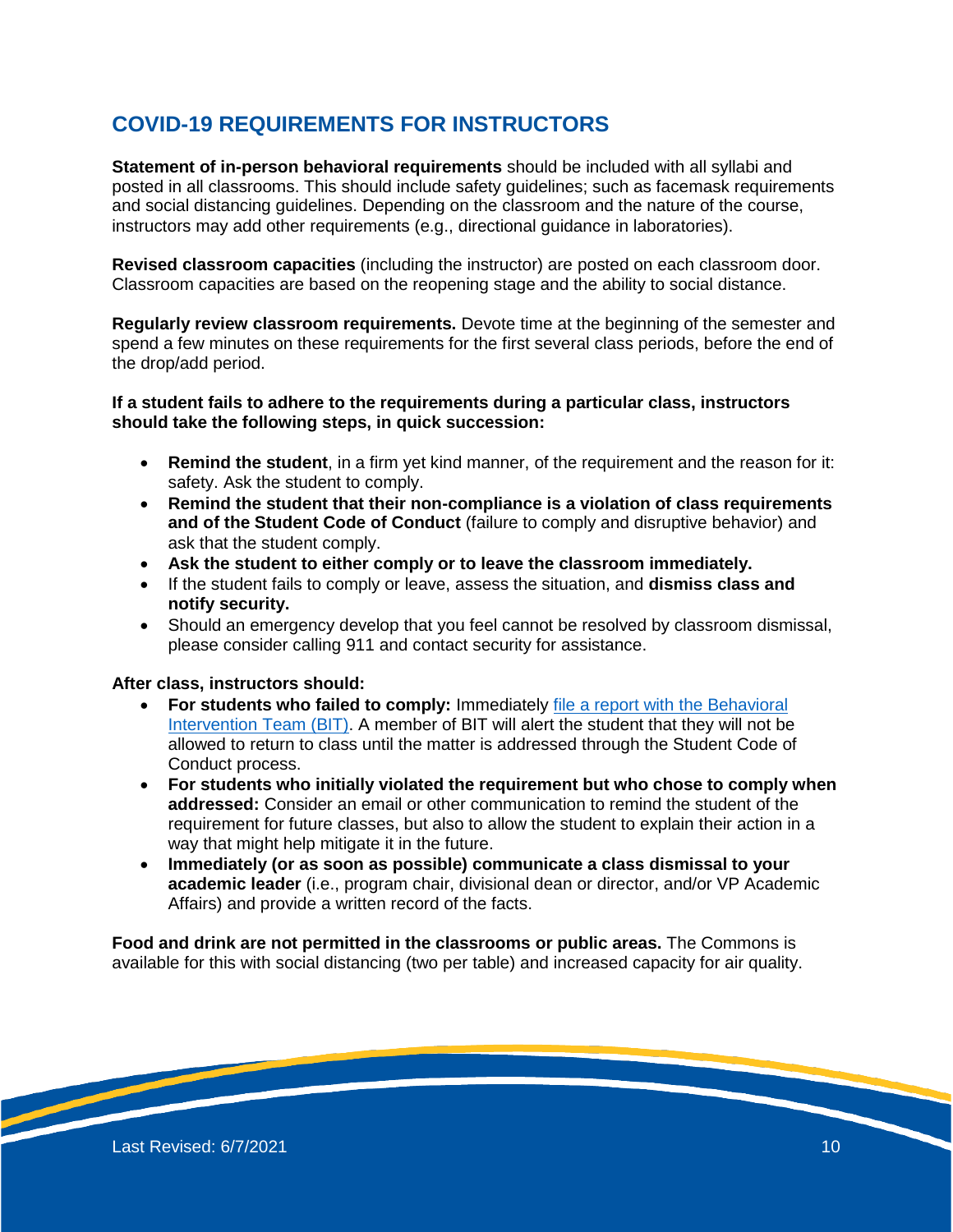## COVID-19 REQUIREMENTS FOR INSTRUCTORS

**Statement of in-person behavioral requirements** should be included with all syllabi and posted in all classrooms. This should include safety guidelines; such as facemask requirements and social distancing guidelines. Depending on the classroom and the nature of the course, instructors may add other requirements (e.g., directional guidance in laboratories).

**Revised classroom capacities** (including the instructor) are posted on each classroom door. Classroom capacities are based on the reopening stage and the ability to social distance.

**Regularly review classroom requirements.** Devote time at the beginning of the semester and spend a few minutes on these requirements for the first several class periods, before the end of the drop/add period.

**If a student fails to adhere to the requirements during a particular class, instructors should take the following steps, in quick succession:**

- **Remind the student**, in a firm yet kind manner, of the requirement and the reason for it: safety. Ask the student to comply.
- **Remind the student that their non-compliance is a violation of class requirements and of the Student Code of Conduct** (failure to comply and disruptive behavior) and ask that the student comply.
- **Ask the student to either comply or to leave the classroom immediately.**
- If the student fails to comply or leave, assess the situation, and **dismiss class and notify security.**
- Should an emergency develop that you feel cannot be resolved by classroom dismissal, please consider calling 911 and contact security for assistance.

**After class, instructors should:**

- **For students who failed to comply:** Immediately file a report with the Behavioral Intervention Team (BIT). A member of BIT will alert the student that they will not be allowed to return to class until the matter is addressed through the Student Code of Conduct process.
- **For students who initially violated the requirement but who chose to comply when addressed:** Consider an email or other communication to remind the student of the requirement for future classes, but also to allow the student to explain their action in a way that might help mitigate it in the future.
- **Immediately (or as soon as possible) communicate a class dismissal to your academic leader** (i.e., program chair, divisional dean or director, and/or VP Academic Affairs) and provide a written record of the facts.

**Food and drink are not permitted in the classrooms or public areas.** The Commons is available for this with social distancing (two per table) and increased capacity for air quality.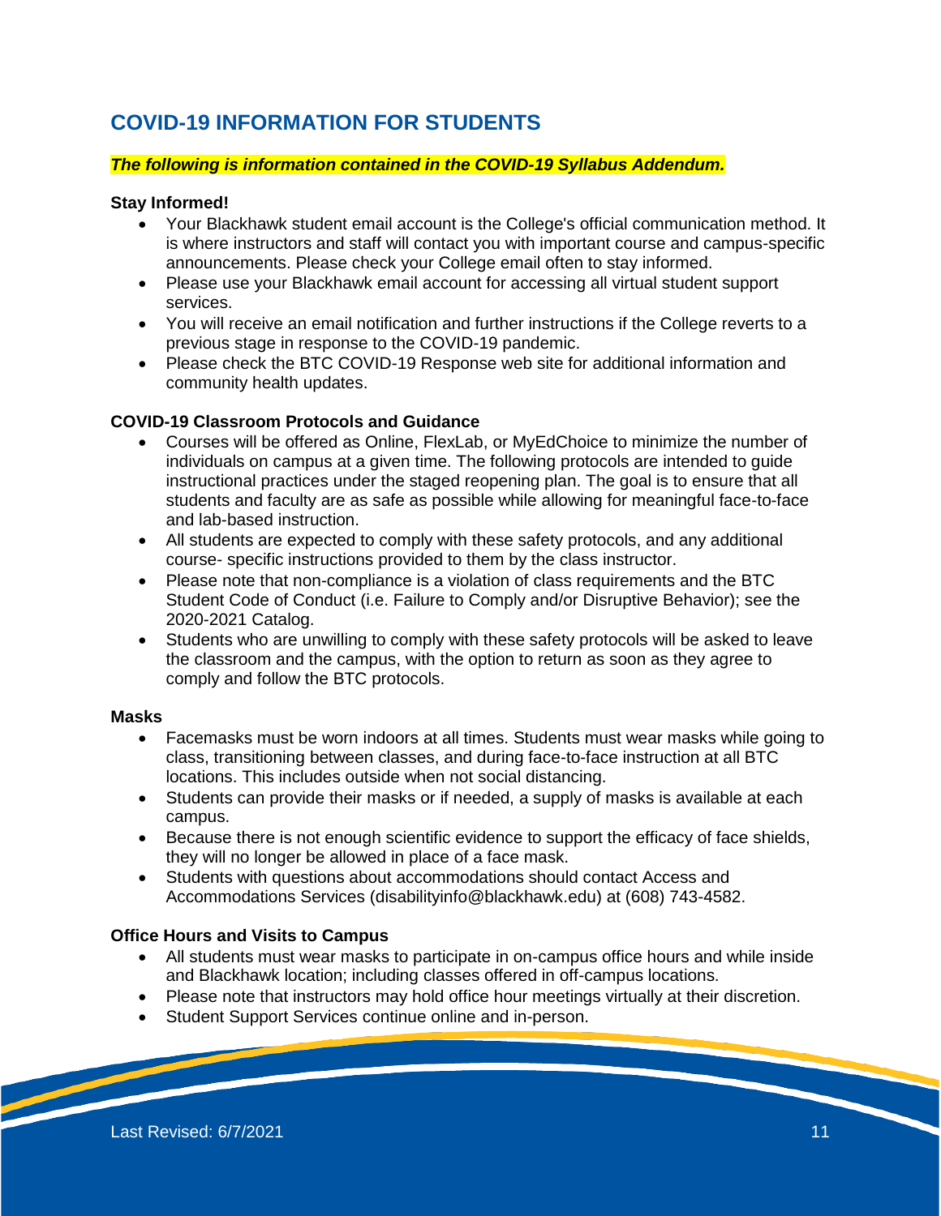## COVID-19 INFORMATION FOR STUDENTS

***The following is information contained in the COVID-19 Syllabus Addendum.***

**Stay Informed!**

- Your Blackhawk student email account is the College's official communication method. It is where instructors and staff will contact you with important course and campus-specific announcements. Please check your College email often to stay informed.
- Please use your Blackhawk email account for accessing all virtual student support services.
- You will receive an email notification and further instructions if the College reverts to a previous stage in response to the COVID-19 pandemic.
- Please check the BTC COVID-19 Response web site for additional information and community health updates.

**COVID-19 Classroom Protocols and Guidance**

- Courses will be offered as Online, FlexLab, or MyEdChoice to minimize the number of individuals on campus at a given time. The following protocols are intended to guide instructional practices under the staged reopening plan. The goal is to ensure that all students and faculty are as safe as possible while allowing for meaningful face-to-face and lab-based instruction.
- All students are expected to comply with these safety protocols, and any additional course- specific instructions provided to them by the class instructor.
- Please note that non-compliance is a violation of class requirements and the BTC Student Code of Conduct (i.e. Failure to Comply and/or Disruptive Behavior); see the 2020-2021 Catalog.
- Students who are unwilling to comply with these safety protocols will be asked to leave the classroom and the campus, with the option to return as soon as they agree to comply and follow the BTC protocols.

**Masks**

- Facemasks must be worn indoors at all times. Students must wear masks while going to class, transitioning between classes, and during face-to-face instruction at all BTC locations. This includes outside when not social distancing.
- Students can provide their masks or if needed, a supply of masks is available at each campus.
- Because there is not enough scientific evidence to support the efficacy of face shields, they will no longer be allowed in place of a face mask.
- Students with questions about accommodations should contact Access and Accommodations Services (disabilityinfo@blackhawk.edu) at (608) 743-4582.

**Office Hours and Visits to Campus**

- All students must wear masks to participate in on-campus office hours and while inside and Blackhawk location; including classes offered in off-campus locations.
- Please note that instructors may hold office hour meetings virtually at their discretion.
- Student Support Services continue online and in-person.

Last Revised: 6/7/2021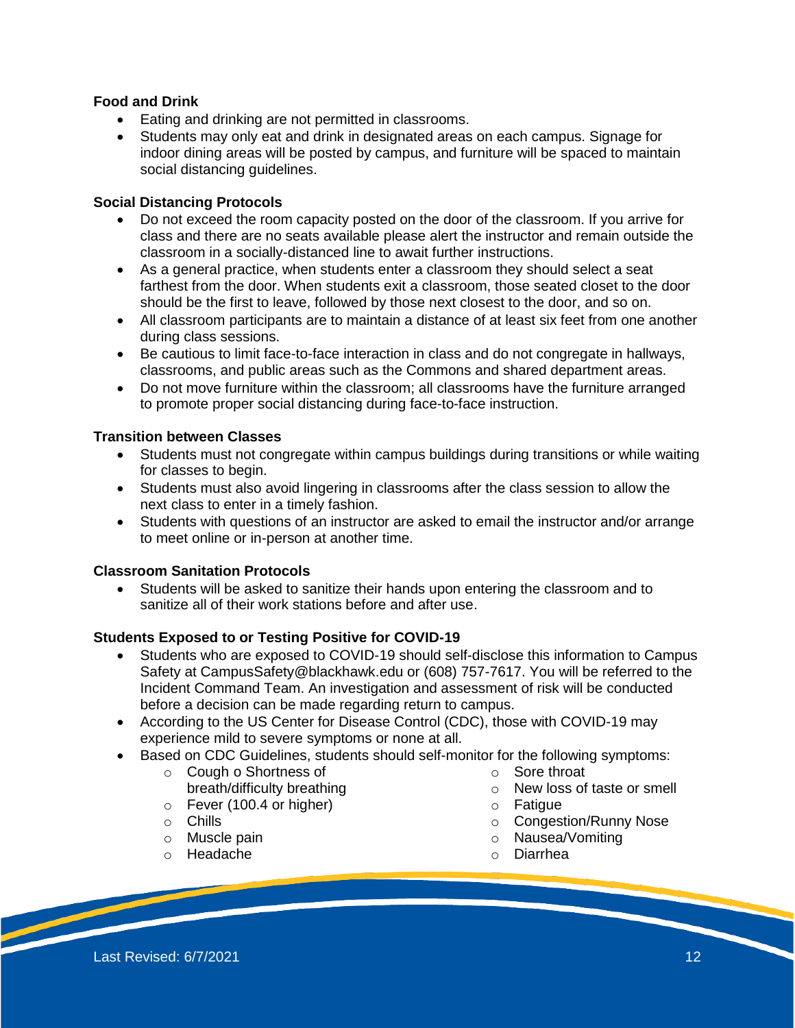**Food and Drink**

- Eating and drinking are not permitted in classrooms.
- Students may only eat and drink in designated areas on each campus. Signage for indoor dining areas will be posted by campus, and furniture will be spaced to maintain social distancing guidelines.

**Social Distancing Protocols**

- Do not exceed the room capacity posted on the door of the classroom. If you arrive for class and there are no seats available please alert the instructor and remain outside the classroom in a socially-distanced line to await further instructions.
- As a general practice, when students enter a classroom they should select a seat farthest from the door. When students exit a classroom, those seated closet to the door should be the first to leave, followed by those next closest to the door, and so on.
- All classroom participants are to maintain a distance of at least six feet from one another during class sessions.
- Be cautious to limit face-to-face interaction in class and do not congregate in hallways, classrooms, and public areas such as the Commons and shared department areas.
- Do not move furniture within the classroom; all classrooms have the furniture arranged to promote proper social distancing during face-to-face instruction.

**Transition between Classes**

- Students must not congregate within campus buildings during transitions or while waiting for classes to begin.
- Students must also avoid lingering in classrooms after the class session to allow the next class to enter in a timely fashion.
- Students with questions of an instructor are asked to email the instructor and/or arrange to meet online or in-person at another time.

**Classroom Sanitation Protocols**

- Students will be asked to sanitize their hands upon entering the classroom and to sanitize all of their work stations before and after use.

**Students Exposed to or Testing Positive for COVID-19**

- Students who are exposed to COVID-19 should self-disclose this information to Campus Safety at CampusSafety@blackhawk.edu or (608) 757-7617. You will be referred to the Incident Command Team. An investigation and assessment of risk will be conducted before a decision can be made regarding return to campus.
- According to the US Center for Disease Control (CDC), those with COVID-19 may experience mild to severe symptoms or none at all.
- Based on CDC Guidelines, students should self-monitor for the following symptoms:
  - Cough o Shortness of breath/difficulty breathing
  - Fever (100.4 or higher)
  - Chills
  - Muscle pain
  - Headache
  - Sore throat
  - New loss of taste or smell
  - Fatigue
  - Congestion/Runny Nose
  - Nausea/Vomiting
  - Diarrhea

Last Revised: 6/7/2021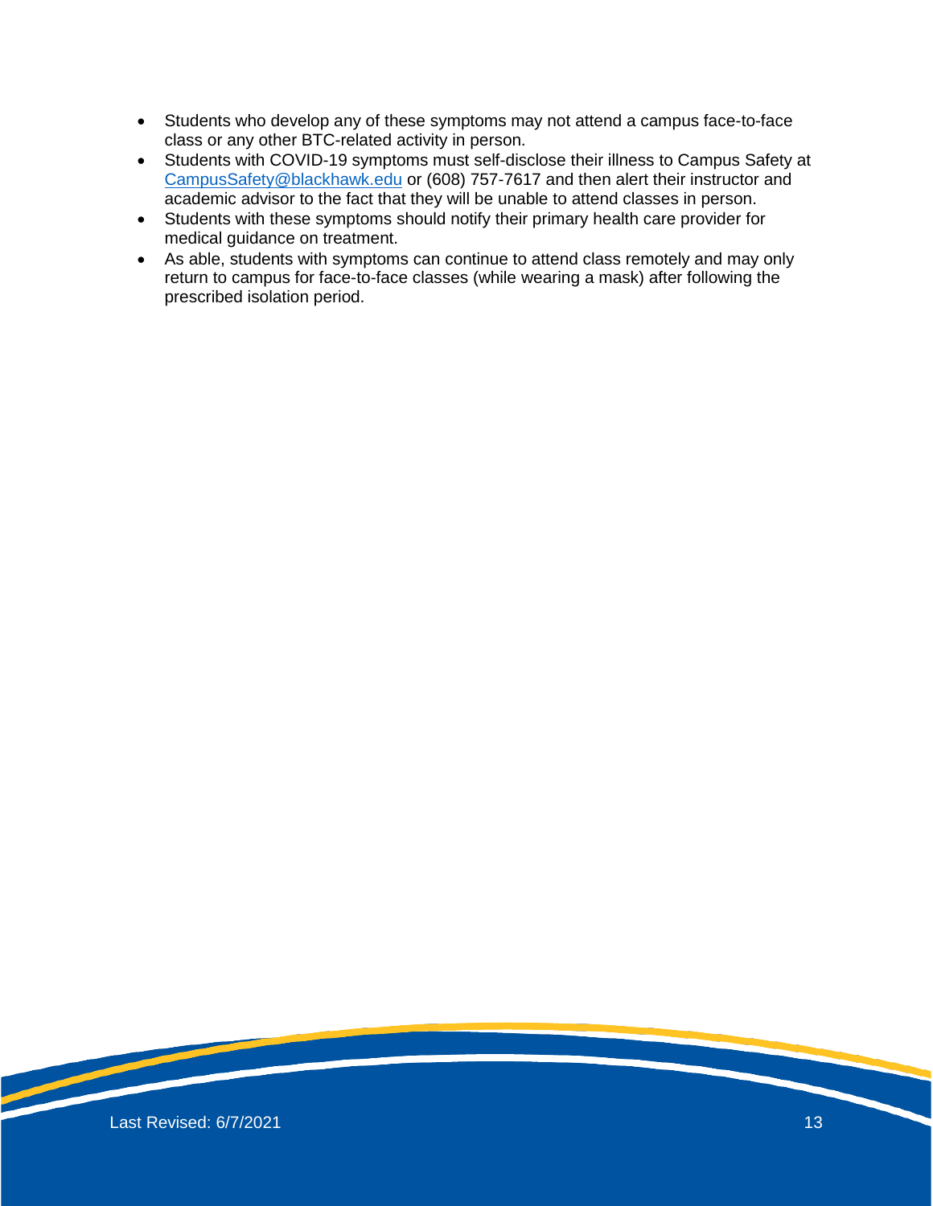- Students who develop any of these symptoms may not attend a campus face-to-face class or any other BTC-related activity in person.
- Students with COVID-19 symptoms must self-disclose their illness to Campus Safety at CampusSafety@blackhawk.edu or (608) 757-7617 and then alert their instructor and academic advisor to the fact that they will be unable to attend classes in person.
- Students with these symptoms should notify their primary health care provider for medical guidance on treatment.
- As able, students with symptoms can continue to attend class remotely and may only return to campus for face-to-face classes (while wearing a mask) after following the prescribed isolation period.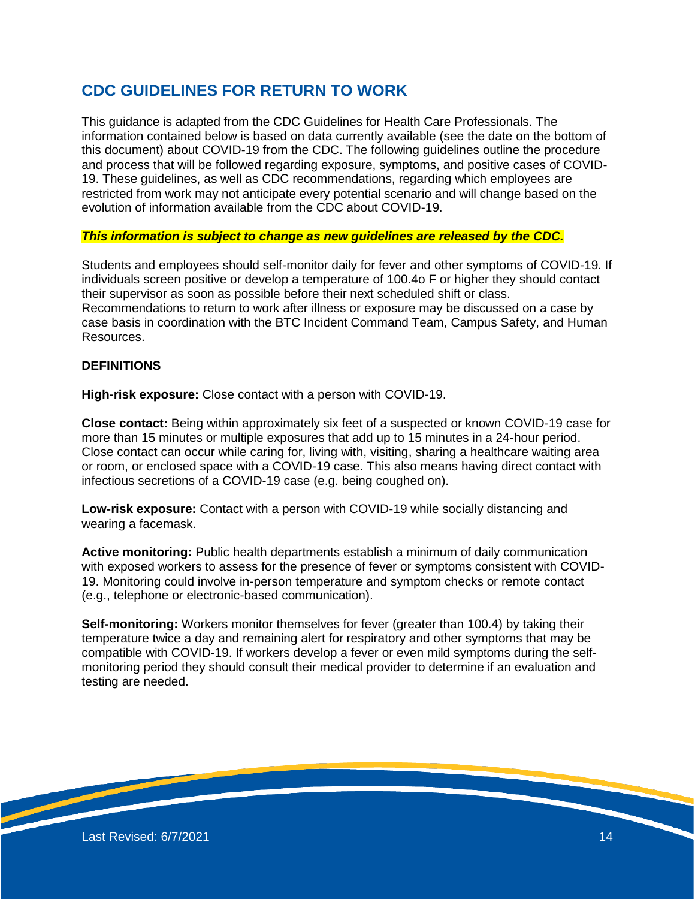## CDC GUIDELINES FOR RETURN TO WORK

This guidance is adapted from the CDC Guidelines for Health Care Professionals. The information contained below is based on data currently available (see the date on the bottom of this document) about COVID-19 from the CDC. The following guidelines outline the procedure and process that will be followed regarding exposure, symptoms, and positive cases of COVID-19. These guidelines, as well as CDC recommendations, regarding which employees are restricted from work may not anticipate every potential scenario and will change based on the evolution of information available from the CDC about COVID-19.

***This information is subject to change as new guidelines are released by the CDC.***

Students and employees should self-monitor daily for fever and other symptoms of COVID-19. If individuals screen positive or develop a temperature of 100.4o F or higher they should contact their supervisor as soon as possible before their next scheduled shift or class. Recommendations to return to work after illness or exposure may be discussed on a case by case basis in coordination with the BTC Incident Command Team, Campus Safety, and Human Resources.

**DEFINITIONS**

**High-risk exposure:** Close contact with a person with COVID-19.

**Close contact:** Being within approximately six feet of a suspected or known COVID-19 case for more than 15 minutes or multiple exposures that add up to 15 minutes in a 24-hour period. Close contact can occur while caring for, living with, visiting, sharing a healthcare waiting area or room, or enclosed space with a COVID-19 case. This also means having direct contact with infectious secretions of a COVID-19 case (e.g. being coughed on).

**Low-risk exposure:** Contact with a person with COVID-19 while socially distancing and wearing a facemask.

**Active monitoring:** Public health departments establish a minimum of daily communication with exposed workers to assess for the presence of fever or symptoms consistent with COVID-19. Monitoring could involve in-person temperature and symptom checks or remote contact (e.g., telephone or electronic-based communication).

**Self-monitoring:** Workers monitor themselves for fever (greater than 100.4) by taking their temperature twice a day and remaining alert for respiratory and other symptoms that may be compatible with COVID-19. If workers develop a fever or even mild symptoms during the self-monitoring period they should consult their medical provider to determine if an evaluation and testing are needed.

Last Revised: 6/7/2021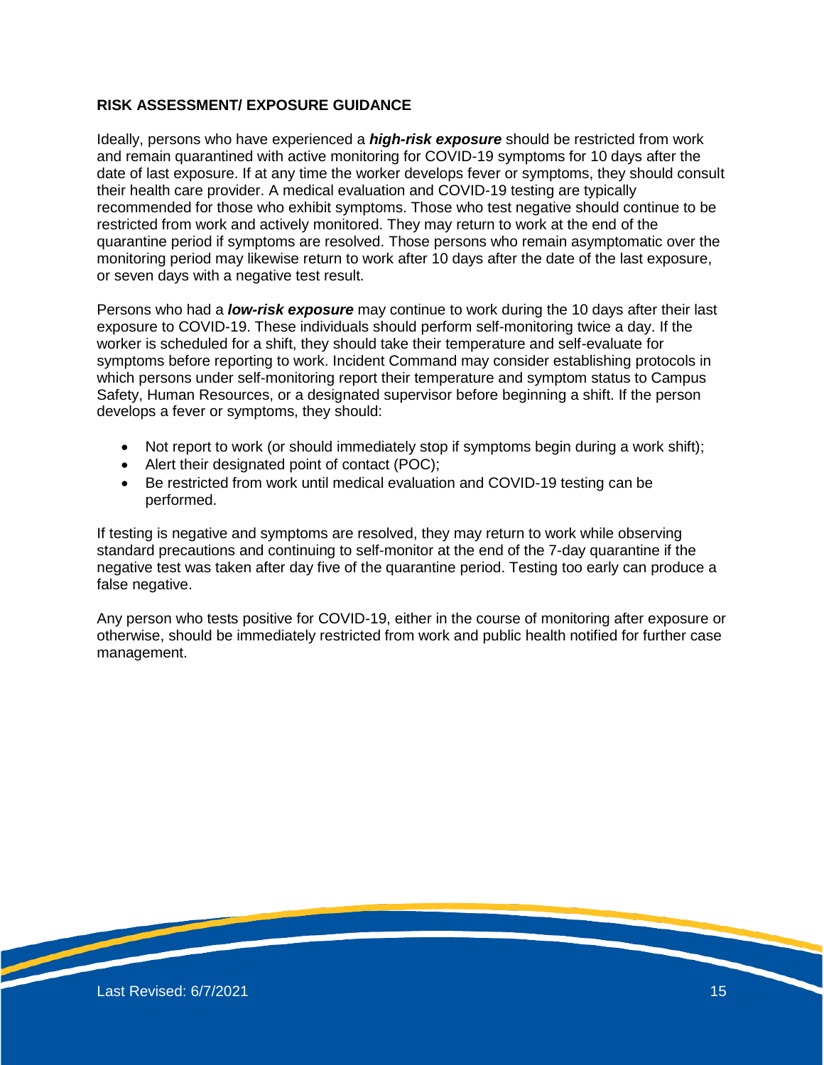**RISK ASSESSMENT/ EXPOSURE GUIDANCE**

Ideally, persons who have experienced a ***high-risk exposure*** should be restricted from work and remain quarantined with active monitoring for COVID-19 symptoms for 10 days after the date of last exposure. If at any time the worker develops fever or symptoms, they should consult their health care provider. A medical evaluation and COVID-19 testing are typically recommended for those who exhibit symptoms. Those who test negative should continue to be restricted from work and actively monitored. They may return to work at the end of the quarantine period if symptoms are resolved. Those persons who remain asymptomatic over the monitoring period may likewise return to work after 10 days after the date of the last exposure, or seven days with a negative test result.

Persons who had a ***low-risk exposure*** may continue to work during the 10 days after their last exposure to COVID-19. These individuals should perform self-monitoring twice a day. If the worker is scheduled for a shift, they should take their temperature and self-evaluate for symptoms before reporting to work. Incident Command may consider establishing protocols in which persons under self-monitoring report their temperature and symptom status to Campus Safety, Human Resources, or a designated supervisor before beginning a shift. If the person develops a fever or symptoms, they should:

- Not report to work (or should immediately stop if symptoms begin during a work shift);
- Alert their designated point of contact (POC);
- Be restricted from work until medical evaluation and COVID-19 testing can be performed.

If testing is negative and symptoms are resolved, they may return to work while observing standard precautions and continuing to self-monitor at the end of the 7-day quarantine if the negative test was taken after day five of the quarantine period. Testing too early can produce a false negative.

Any person who tests positive for COVID-19, either in the course of monitoring after exposure or otherwise, should be immediately restricted from work and public health notified for further case management.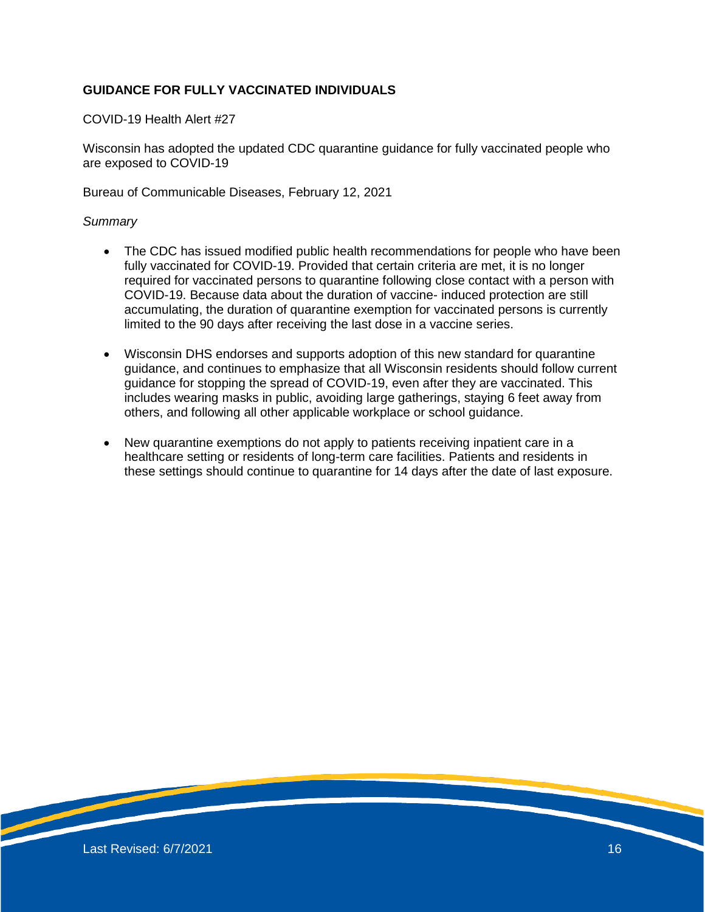## GUIDANCE FOR FULLY VACCINATED INDIVIDUALS

COVID-19 Health Alert #27

Wisconsin has adopted the updated CDC quarantine guidance for fully vaccinated people who are exposed to COVID-19

Bureau of Communicable Diseases, February 12, 2021

*Summary*

- The CDC has issued modified public health recommendations for people who have been fully vaccinated for COVID-19. Provided that certain criteria are met, it is no longer required for vaccinated persons to quarantine following close contact with a person with COVID-19. Because data about the duration of vaccine- induced protection are still accumulating, the duration of quarantine exemption for vaccinated persons is currently limited to the 90 days after receiving the last dose in a vaccine series.

- Wisconsin DHS endorses and supports adoption of this new standard for quarantine guidance, and continues to emphasize that all Wisconsin residents should follow current guidance for stopping the spread of COVID-19, even after they are vaccinated. This includes wearing masks in public, avoiding large gatherings, staying 6 feet away from others, and following all other applicable workplace or school guidance.

- New quarantine exemptions do not apply to patients receiving inpatient care in a healthcare setting or residents of long-term care facilities. Patients and residents in these settings should continue to quarantine for 14 days after the date of last exposure.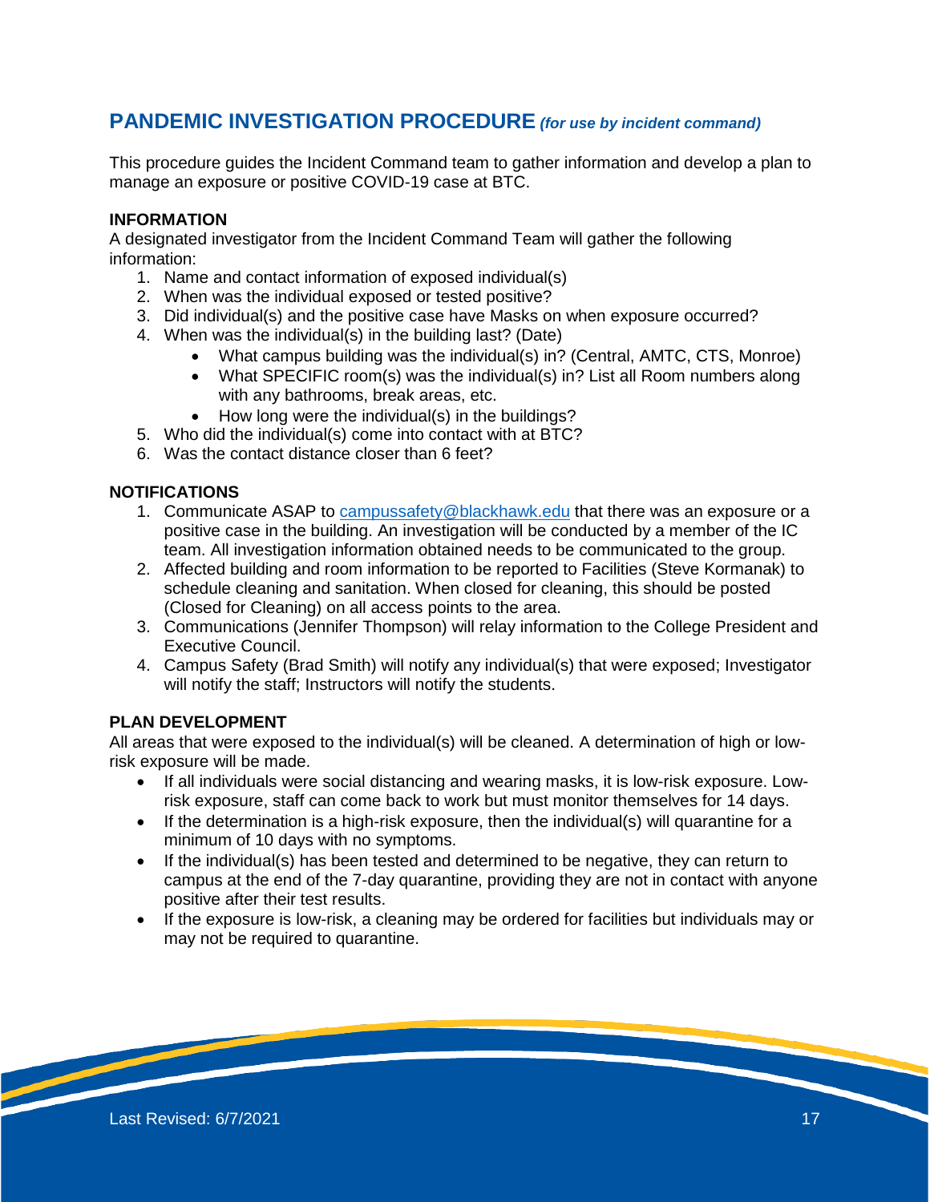## PANDEMIC INVESTIGATION PROCEDURE *(for use by incident command)*

This procedure guides the Incident Command team to gather information and develop a plan to manage an exposure or positive COVID-19 case at BTC.

**INFORMATION**

A designated investigator from the Incident Command Team will gather the following information:

1. Name and contact information of exposed individual(s)
2. When was the individual exposed or tested positive?
3. Did individual(s) and the positive case have Masks on when exposure occurred?
4. When was the individual(s) in the building last? (Date)
    - What campus building was the individual(s) in? (Central, AMTC, CTS, Monroe)
    - What SPECIFIC room(s) was the individual(s) in? List all Room numbers along with any bathrooms, break areas, etc.
    - How long were the individual(s) in the buildings?
5. Who did the individual(s) come into contact with at BTC?
6. Was the contact distance closer than 6 feet?

**NOTIFICATIONS**

1. Communicate ASAP to campussafety@blackhawk.edu that there was an exposure or a positive case in the building. An investigation will be conducted by a member of the IC team. All investigation information obtained needs to be communicated to the group.
2. Affected building and room information to be reported to Facilities (Steve Kormanak) to schedule cleaning and sanitation. When closed for cleaning, this should be posted (Closed for Cleaning) on all access points to the area.
3. Communications (Jennifer Thompson) will relay information to the College President and Executive Council.
4. Campus Safety (Brad Smith) will notify any individual(s) that were exposed; Investigator will notify the staff; Instructors will notify the students.

**PLAN DEVELOPMENT**

All areas that were exposed to the individual(s) will be cleaned. A determination of high or low-risk exposure will be made.

- If all individuals were social distancing and wearing masks, it is low-risk exposure. Low-risk exposure, staff can come back to work but must monitor themselves for 14 days.
- If the determination is a high-risk exposure, then the individual(s) will quarantine for a minimum of 10 days with no symptoms.
- If the individual(s) has been tested and determined to be negative, they can return to campus at the end of the 7-day quarantine, providing they are not in contact with anyone positive after their test results.
- If the exposure is low-risk, a cleaning may be ordered for facilities but individuals may or may not be required to quarantine.

Last Revised: 6/7/2021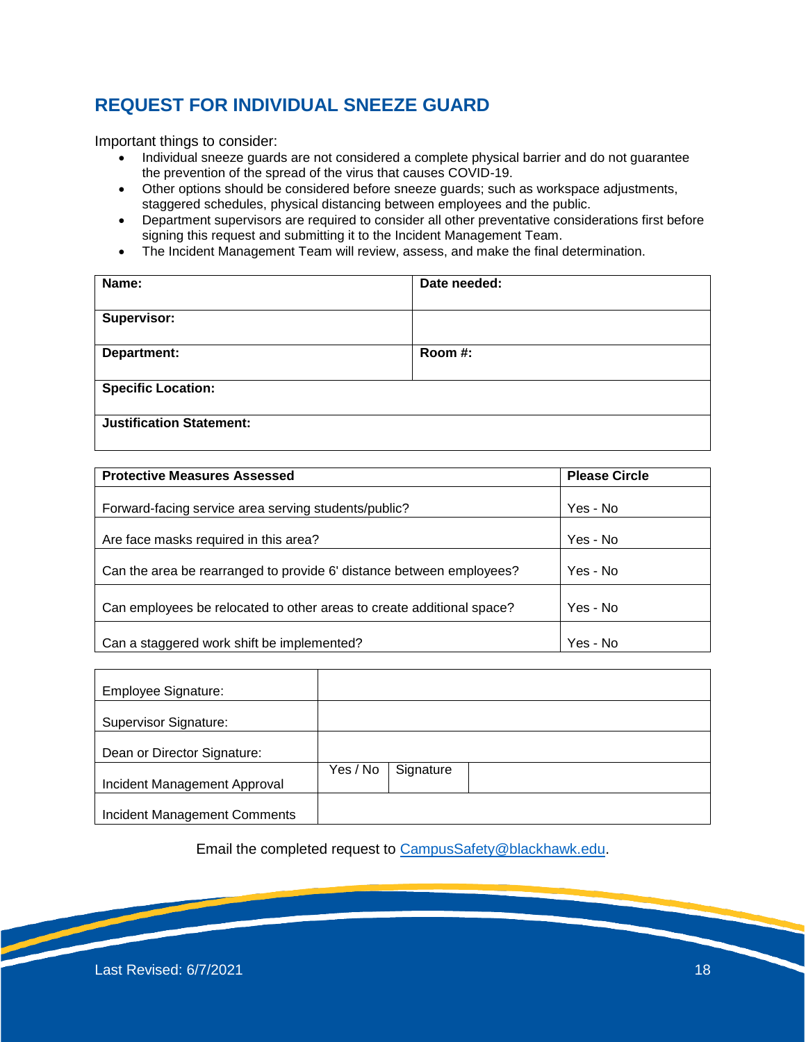## REQUEST FOR INDIVIDUAL SNEEZE GUARD

Important things to consider:

- Individual sneeze guards are not considered a complete physical barrier and do not guarantee the prevention of the spread of the virus that causes COVID-19.
- Other options should be considered before sneeze guards; such as workspace adjustments, staggered schedules, physical distancing between employees and the public.
- Department supervisors are required to consider all other preventative considerations first before signing this request and submitting it to the Incident Management Team.
- The Incident Management Team will review, assess, and make the final determination.

| | |
|---|---|
| **Name:** | **Date needed:** |
| **Supervisor:** | |
| **Department:** | **Room #:** |
| **Specific Location:** | |
| **Justification Statement:** | |

| **Protective Measures Assessed** | **Please Circle** |
|---|---|
| Forward-facing service area serving students/public? | Yes - No |
| Are face masks required in this area? | Yes - No |
| Can the area be rearranged to provide 6' distance between employees? | Yes - No |
| Can employees be relocated to other areas to create additional space? | Yes - No |
| Can a staggered work shift be implemented? | Yes - No |

| | | | |
|---|---|---|---|
| Employee Signature: | | | |
| Supervisor Signature: | | | |
| Dean or Director Signature: | | | |
| Incident Management Approval | Yes / No | Signature | |
| Incident Management Comments | | | |

Email the completed request to CampusSafety@blackhawk.edu.

Last Revised: 6/7/2021